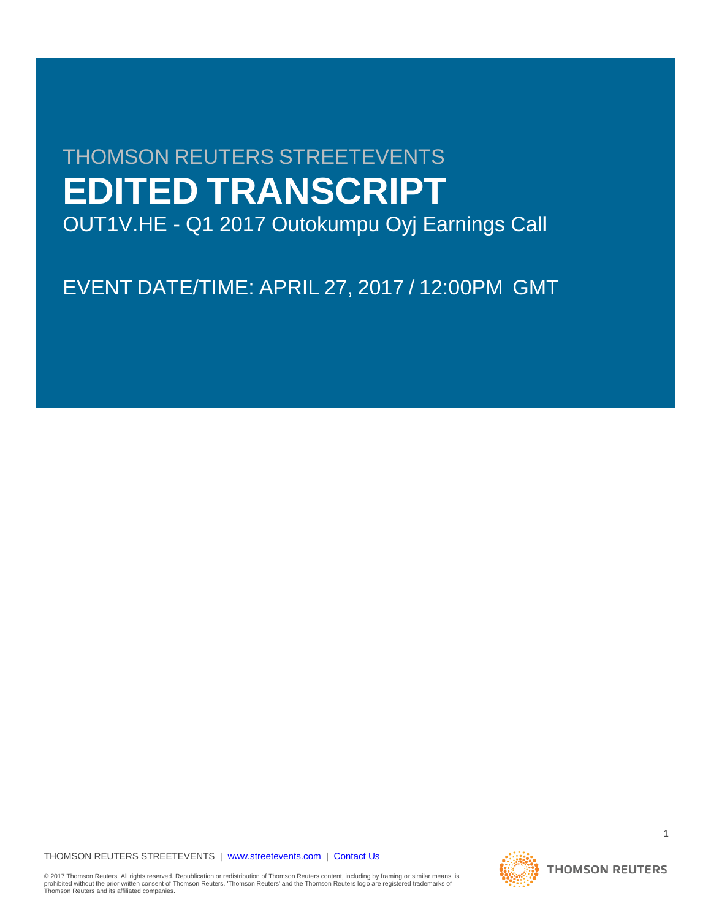THOMSON REUTERS STREETEVENTS

# EDITED TRANSCRIPT

OUT1V.HE - Q1 2017 Outokumpu Oyj Earnings Call

EVENT DATE/TIME: APRIL 27, 2017 / 12:00PM GMT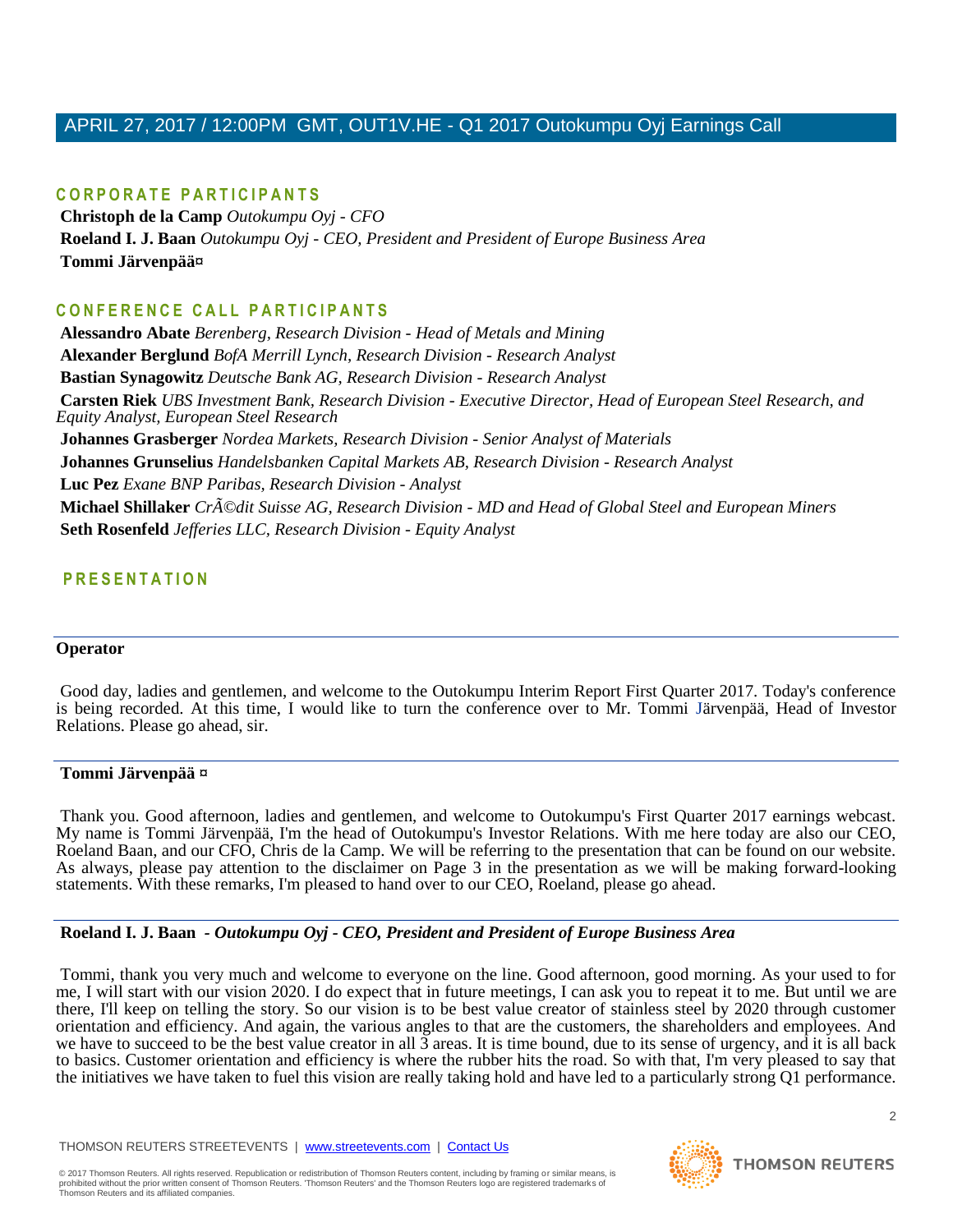APRIL 27, 2017 / 12:00PM GMT, OUT1V.HE - Q1 2017 Outokumpu Oyj Earnings Call

## CORPORATE PARTICIPANTS

**Christoph de la Camp** *Outokumpu Oyj - CFO*
**Roeland I. J. Baan** *Outokumpu Oyj - CEO, President and President of Europe Business Area*
**Tommi JÃ¤rvenpÃ¤Ã¤**

## CONFERENCE CALL PARTICIPANTS

**Alessandro Abate** *Berenberg, Research Division - Head of Metals and Mining*
**Alexander Berglund** *BofA Merrill Lynch, Research Division - Research Analyst*
**Bastian Synagowitz** *Deutsche Bank AG, Research Division - Research Analyst*
**Carsten Riek** *UBS Investment Bank, Research Division - Executive Director, Head of European Steel Research, and Equity Analyst, European Steel Research*
**Johannes Grasberger** *Nordea Markets, Research Division - Senior Analyst of Materials*
**Johannes Grunselius** *Handelsbanken Capital Markets AB, Research Division - Research Analyst*
**Luc Pez** *Exane BNP Paribas, Research Division - Analyst*
**Michael Shillaker** *CrÃ©dit Suisse AG, Research Division - MD and Head of Global Steel and European Miners*
**Seth Rosenfeld** *Jefferies LLC, Research Division - Equity Analyst*

## PRESENTATION

---

**Operator**

Good day, ladies and gentlemen, and welcome to the Outokumpu Interim Report First Quarter 2017. Today's conference is being recorded. At this time, I would like to turn the conference over to Mr. Tommi Järvenpää, Head of Investor Relations. Please go ahead, sir.

---

**Tommi JÃ¤rvenpÃ¤Ã¤**

Thank you. Good afternoon, ladies and gentlemen, and welcome to Outokumpu's First Quarter 2017 earnings webcast. My name is Tommi Järvenpää, I'm the head of Outokumpu's Investor Relations. With me here today are also our CEO, Roeland Baan, and our CFO, Chris de la Camp. We will be referring to the presentation that can be found on our website. As always, please pay attention to the disclaimer on Page 3 in the presentation as we will be making forward-looking statements. With these remarks, I'm pleased to hand over to our CEO, Roeland, please go ahead.

---

**Roeland I. J. Baan** - *Outokumpu Oyj - CEO, President and President of Europe Business Area*

Tommi, thank you very much and welcome to everyone on the line. Good afternoon, good morning. As your used to for me, I will start with our vision 2020. I do expect that in future meetings, I can ask you to repeat it to me. But until we are there, I'll keep on telling the story. So our vision is to be best value creator of stainless steel by 2020 through customer orientation and efficiency. And again, the various angles to that are the customers, the shareholders and employees. And we have to succeed to be the best value creator in all 3 areas. It is time bound, due to its sense of urgency, and it is all back to basics. Customer orientation and efficiency is where the rubber hits the road. So with that, I'm very pleased to say that the initiatives we have taken to fuel this vision are really taking hold and have led to a particularly strong Q1 performance.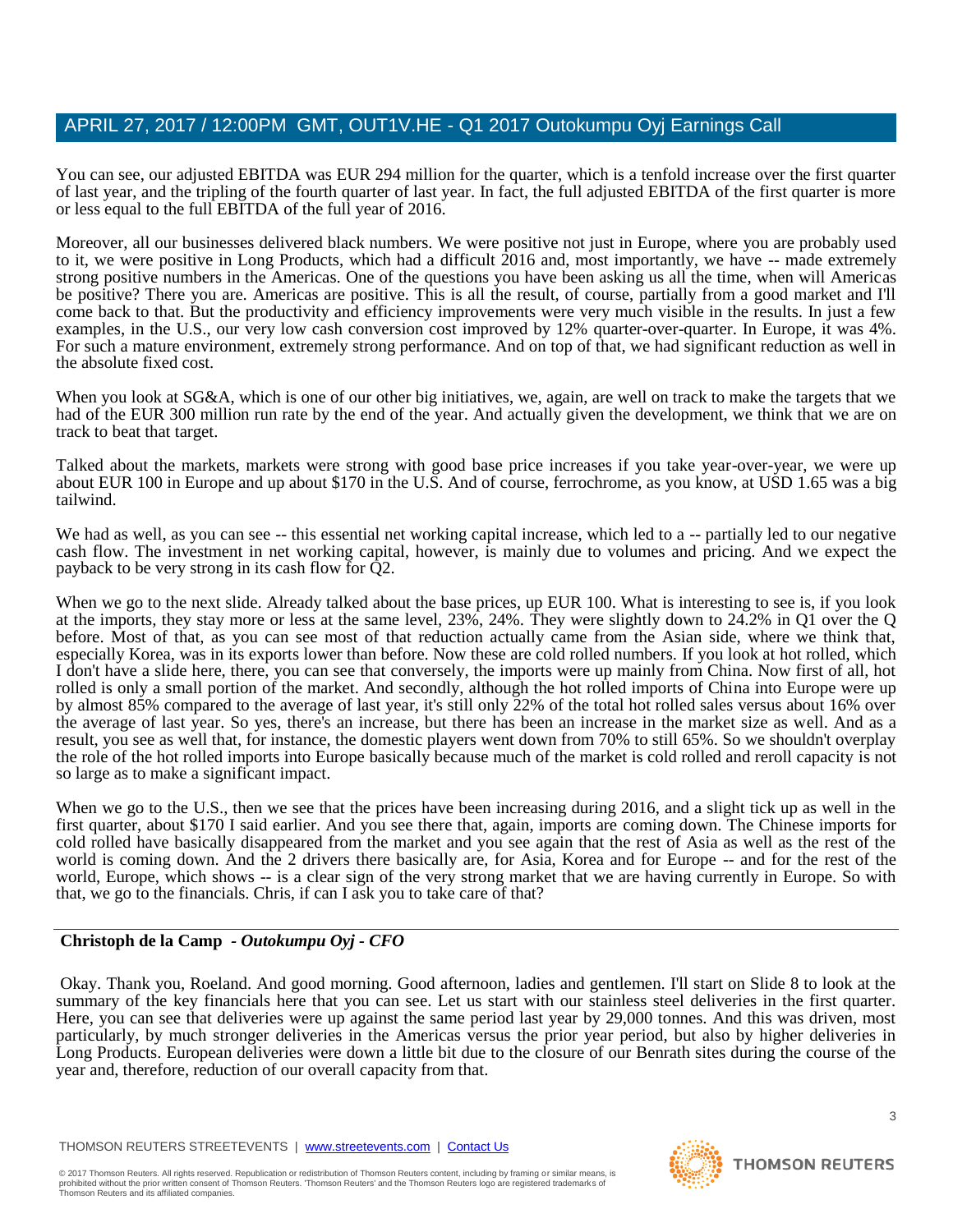You can see, our adjusted EBITDA was EUR 294 million for the quarter, which is a tenfold increase over the first quarter of last year, and the tripling of the fourth quarter of last year. In fact, the full adjusted EBITDA of the first quarter is more or less equal to the full EBITDA of the full year of 2016.

Moreover, all our businesses delivered black numbers. We were positive not just in Europe, where you are probably used to it, we were positive in Long Products, which had a difficult 2016 and, most importantly, we have -- made extremely strong positive numbers in the Americas. One of the questions you have been asking us all the time, when will Americas be positive? There you are. Americas are positive. This is all the result, of course, partially from a good market and I'll come back to that. But the productivity and efficiency improvements were very much visible in the results. In just a few examples, in the U.S., our very low cash conversion cost improved by 12% quarter-over-quarter. In Europe, it was 4%. For such a mature environment, extremely strong performance. And on top of that, we had significant reduction as well in the absolute fixed cost.

When you look at SG&A, which is one of our other big initiatives, we, again, are well on track to make the targets that we had of the EUR 300 million run rate by the end of the year. And actually given the development, we think that we are on track to beat that target.

Talked about the markets, markets were strong with good base price increases if you take year-over-year, we were up about EUR 100 in Europe and up about $170 in the U.S. And of course, ferrochrome, as you know, at USD 1.65 was a big tailwind.

We had as well, as you can see -- this essential net working capital increase, which led to a -- partially led to our negative cash flow. The investment in net working capital, however, is mainly due to volumes and pricing. And we expect the payback to be very strong in its cash flow for Q2.

When we go to the next slide. Already talked about the base prices, up EUR 100. What is interesting to see is, if you look at the imports, they stay more or less at the same level, 23%, 24%. They were slightly down to 24.2% in Q1 over the Q before. Most of that, as you can see most of that reduction actually came from the Asian side, where we think that, especially Korea, was in its exports lower than before. Now these are cold rolled numbers. If you look at hot rolled, which I don't have a slide here, there, you can see that conversely, the imports were up mainly from China. Now first of all, hot rolled is only a small portion of the market. And secondly, although the hot rolled imports of China into Europe were up by almost 85% compared to the average of last year, it's still only 22% of the total hot rolled sales versus about 16% over the average of last year. So yes, there's an increase, but there has been an increase in the market size as well. And as a result, you see as well that, for instance, the domestic players went down from 70% to still 65%. So we shouldn't overplay the role of the hot rolled imports into Europe basically because much of the market is cold rolled and reroll capacity is not so large as to make a significant impact.

When we go to the U.S., then we see that the prices have been increasing during 2016, and a slight tick up as well in the first quarter, about $170 I said earlier. And you see there that, again, imports are coming down. The Chinese imports for cold rolled have basically disappeared from the market and you see again that the rest of Asia as well as the rest of the world is coming down. And the 2 drivers there basically are, for Asia, Korea and for Europe -- and for the rest of the world, Europe, which shows -- is a clear sign of the very strong market that we are having currently in Europe. So with that, we go to the financials. Chris, if can I ask you to take care of that?

---

**Christoph de la Camp** - ***Outokumpu Oyj - CFO***

Okay. Thank you, Roeland. And good morning. Good afternoon, ladies and gentlemen. I'll start on Slide 8 to look at the summary of the key financials here that you can see. Let us start with our stainless steel deliveries in the first quarter. Here, you can see that deliveries were up against the same period last year by 29,000 tonnes. And this was driven, most particularly, by much stronger deliveries in the Americas versus the prior year period, but also by higher deliveries in Long Products. European deliveries were down a little bit due to the closure of our Benrath sites during the course of the year and, therefore, reduction of our overall capacity from that.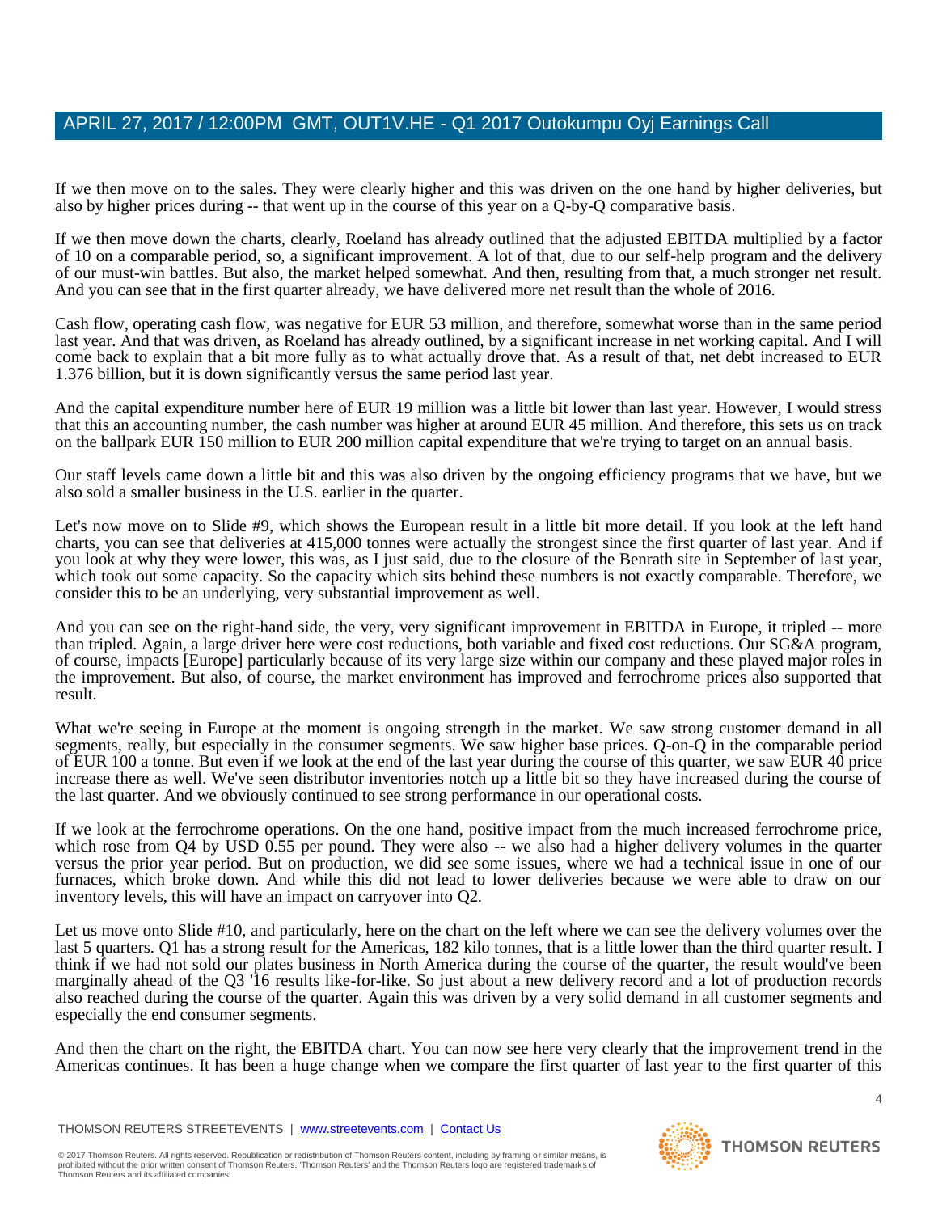If we then move on to the sales. They were clearly higher and this was driven on the one hand by higher deliveries, but also by higher prices during -- that went up in the course of this year on a Q-by-Q comparative basis.

If we then move down the charts, clearly, Roeland has already outlined that the adjusted EBITDA multiplied by a factor of 10 on a comparable period, so, a significant improvement. A lot of that, due to our self-help program and the delivery of our must-win battles. But also, the market helped somewhat. And then, resulting from that, a much stronger net result. And you can see that in the first quarter already, we have delivered more net result than the whole of 2016.

Cash flow, operating cash flow, was negative for EUR 53 million, and therefore, somewhat worse than in the same period last year. And that was driven, as Roeland has already outlined, by a significant increase in net working capital. And I will come back to explain that a bit more fully as to what actually drove that. As a result of that, net debt increased to EUR 1.376 billion, but it is down significantly versus the same period last year.

And the capital expenditure number here of EUR 19 million was a little bit lower than last year. However, I would stress that this an accounting number, the cash number was higher at around EUR 45 million. And therefore, this sets us on track on the ballpark EUR 150 million to EUR 200 million capital expenditure that we're trying to target on an annual basis.

Our staff levels came down a little bit and this was also driven by the ongoing efficiency programs that we have, but we also sold a smaller business in the U.S. earlier in the quarter.

Let's now move on to Slide #9, which shows the European result in a little bit more detail. If you look at the left hand charts, you can see that deliveries at 415,000 tonnes were actually the strongest since the first quarter of last year. And if you look at why they were lower, this was, as I just said, due to the closure of the Benrath site in September of last year, which took out some capacity. So the capacity which sits behind these numbers is not exactly comparable. Therefore, we consider this to be an underlying, very substantial improvement as well.

And you can see on the right-hand side, the very, very significant improvement in EBITDA in Europe, it tripled -- more than tripled. Again, a large driver here were cost reductions, both variable and fixed cost reductions. Our SG&A program, of course, impacts [Europe] particularly because of its very large size within our company and these played major roles in the improvement. But also, of course, the market environment has improved and ferrochrome prices also supported that result.

What we're seeing in Europe at the moment is ongoing strength in the market. We saw strong customer demand in all segments, really, but especially in the consumer segments. We saw higher base prices. Q-on-Q in the comparable period of EUR 100 a tonne. But even if we look at the end of the last year during the course of this quarter, we saw EUR 40 price increase there as well. We've seen distributor inventories notch up a little bit so they have increased during the course of the last quarter. And we obviously continued to see strong performance in our operational costs.

If we look at the ferrochrome operations. On the one hand, positive impact from the much increased ferrochrome price, which rose from Q4 by USD 0.55 per pound. They were also -- we also had a higher delivery volumes in the quarter versus the prior year period. But on production, we did see some issues, where we had a technical issue in one of our furnaces, which broke down. And while this did not lead to lower deliveries because we were able to draw on our inventory levels, this will have an impact on carryover into Q2.

Let us move onto Slide #10, and particularly, here on the chart on the left where we can see the delivery volumes over the last 5 quarters. Q1 has a strong result for the Americas, 182 kilo tonnes, that is a little lower than the third quarter result. I think if we had not sold our plates business in North America during the course of the quarter, the result would've been marginally ahead of the Q3 '16 results like-for-like. So just about a new delivery record and a lot of production records also reached during the course of the quarter. Again this was driven by a very solid demand in all customer segments and especially the end consumer segments.

And then the chart on the right, the EBITDA chart. You can now see here very clearly that the improvement trend in the Americas continues. It has been a huge change when we compare the first quarter of last year to the first quarter of this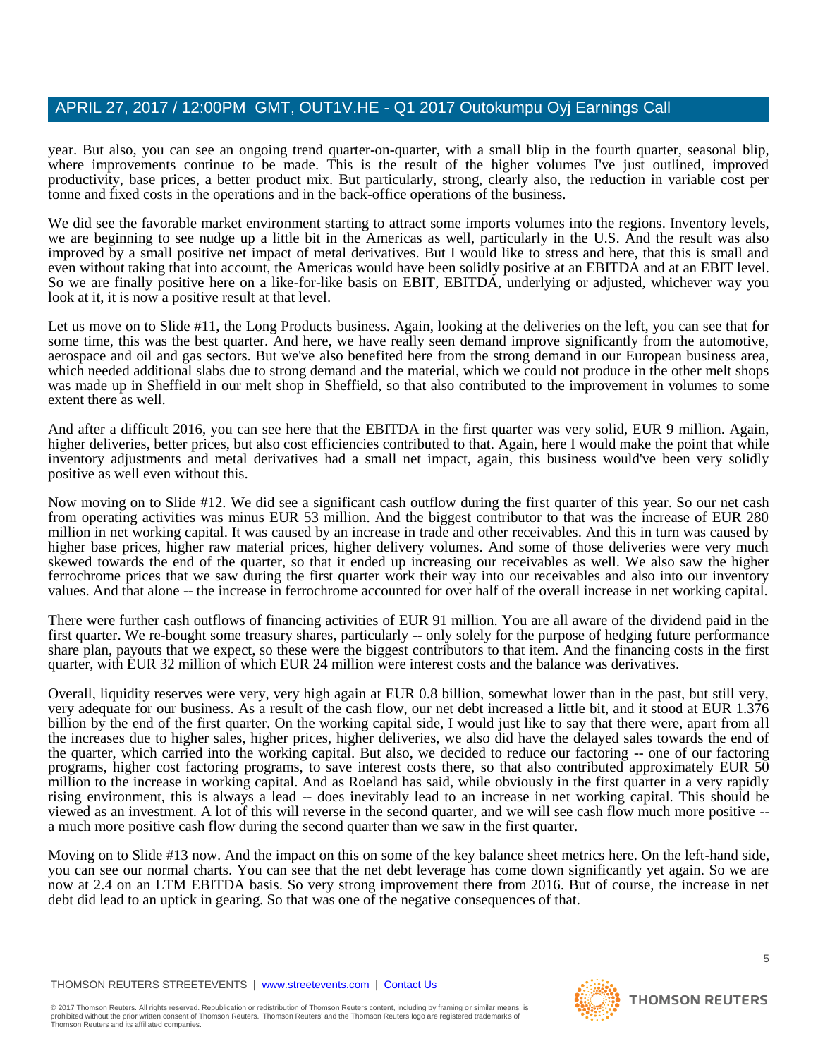year. But also, you can see an ongoing trend quarter-on-quarter, with a small blip in the fourth quarter, seasonal blip, where improvements continue to be made. This is the result of the higher volumes I've just outlined, improved productivity, base prices, a better product mix. But particularly, strong, clearly also, the reduction in variable cost per tonne and fixed costs in the operations and in the back-office operations of the business.

We did see the favorable market environment starting to attract some imports volumes into the regions. Inventory levels, we are beginning to see nudge up a little bit in the Americas as well, particularly in the U.S. And the result was also improved by a small positive net impact of metal derivatives. But I would like to stress and here, that this is small and even without taking that into account, the Americas would have been solidly positive at an EBITDA and at an EBIT level. So we are finally positive here on a like-for-like basis on EBIT, EBITDA, underlying or adjusted, whichever way you look at it, it is now a positive result at that level.

Let us move on to Slide #11, the Long Products business. Again, looking at the deliveries on the left, you can see that for some time, this was the best quarter. And here, we have really seen demand improve significantly from the automotive, aerospace and oil and gas sectors. But we've also benefited here from the strong demand in our European business area, which needed additional slabs due to strong demand and the material, which we could not produce in the other melt shops was made up in Sheffield in our melt shop in Sheffield, so that also contributed to the improvement in volumes to some extent there as well.

And after a difficult 2016, you can see here that the EBITDA in the first quarter was very solid, EUR 9 million. Again, higher deliveries, better prices, but also cost efficiencies contributed to that. Again, here I would make the point that while inventory adjustments and metal derivatives had a small net impact, again, this business would've been very solidly positive as well even without this.

Now moving on to Slide #12. We did see a significant cash outflow during the first quarter of this year. So our net cash from operating activities was minus EUR 53 million. And the biggest contributor to that was the increase of EUR 280 million in net working capital. It was caused by an increase in trade and other receivables. And this in turn was caused by higher base prices, higher raw material prices, higher delivery volumes. And some of those deliveries were very much skewed towards the end of the quarter, so that it ended up increasing our receivables as well. We also saw the higher ferrochrome prices that we saw during the first quarter work their way into our receivables and also into our inventory values. And that alone -- the increase in ferrochrome accounted for over half of the overall increase in net working capital.

There were further cash outflows of financing activities of EUR 91 million. You are all aware of the dividend paid in the first quarter. We re-bought some treasury shares, particularly -- only solely for the purpose of hedging future performance share plan, payouts that we expect, so these were the biggest contributors to that item. And the financing costs in the first quarter, with EUR 32 million of which EUR 24 million were interest costs and the balance was derivatives.

Overall, liquidity reserves were very, very high again at EUR 0.8 billion, somewhat lower than in the past, but still very, very adequate for our business. As a result of the cash flow, our net debt increased a little bit, and it stood at EUR 1.376 billion by the end of the first quarter. On the working capital side, I would just like to say that there were, apart from all the increases due to higher sales, higher prices, higher deliveries, we also did have the delayed sales towards the end of the quarter, which carried into the working capital. But also, we decided to reduce our factoring -- one of our factoring programs, higher cost factoring programs, to save interest costs there, so that also contributed approximately EUR 50 million to the increase in working capital. And as Roeland has said, while obviously in the first quarter in a very rapidly rising environment, this is always a lead -- does inevitably lead to an increase in net working capital. This should be viewed as an investment. A lot of this will reverse in the second quarter, and we will see cash flow much more positive -- a much more positive cash flow during the second quarter than we saw in the first quarter.

Moving on to Slide #13 now. And the impact on this on some of the key balance sheet metrics here. On the left-hand side, you can see our normal charts. You can see that the net debt leverage has come down significantly yet again. So we are now at 2.4 on an LTM EBITDA basis. So very strong improvement there from 2016. But of course, the increase in net debt did lead to an uptick in gearing. So that was one of the negative consequences of that.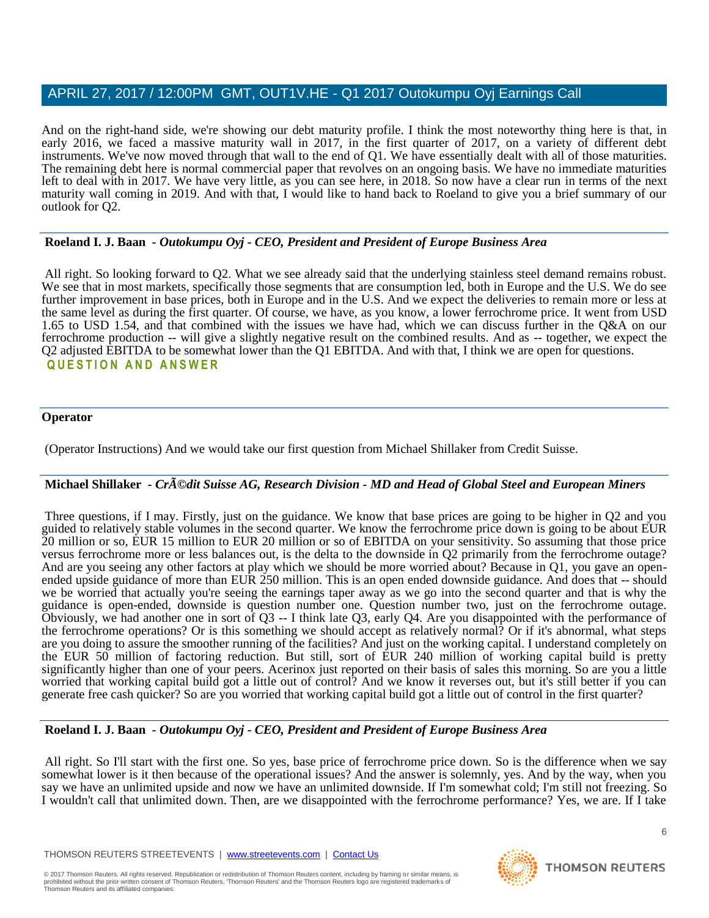And on the right-hand side, we're showing our debt maturity profile. I think the most noteworthy thing here is that, in early 2016, we faced a massive maturity wall in 2017, in the first quarter of 2017, on a variety of different debt instruments. We've now moved through that wall to the end of Q1. We have essentially dealt with all of those maturities. The remaining debt here is normal commercial paper that revolves on an ongoing basis. We have no immediate maturities left to deal with in 2017. We have very little, as you can see here, in 2018. So now have a clear run in terms of the next maturity wall coming in 2019. And with that, I would like to hand back to Roeland to give you a brief summary of our outlook for Q2.

**Roeland I. J. Baan** - *Outokumpu Oyj - CEO, President and President of Europe Business Area*

All right. So looking forward to Q2. What we see already said that the underlying stainless steel demand remains robust. We see that in most markets, specifically those segments that are consumption led, both in Europe and the U.S. We do see further improvement in base prices, both in Europe and in the U.S. And we expect the deliveries to remain more or less at the same level as during the first quarter. Of course, we have, as you know, a lower ferrochrome price. It went from USD 1.65 to USD 1.54, and that combined with the issues we have had, which we can discuss further in the Q&A on our ferrochrome production -- will give a slightly negative result on the combined results. And as -- together, we expect the Q2 adjusted EBITDA to be somewhat lower than the Q1 EBITDA. And with that, I think we are open for questions.

## QUESTION AND ANSWER

**Operator**

(Operator Instructions) And we would take our first question from Michael Shillaker from Credit Suisse.

**Michael Shillaker** - *CrÃ©dit Suisse AG, Research Division - MD and Head of Global Steel and European Miners*

Three questions, if I may. Firstly, just on the guidance. We know that base prices are going to be higher in Q2 and you guided to relatively stable volumes in the second quarter. We know the ferrochrome price down is going to be about EUR 20 million or so, EUR 15 million to EUR 20 million or so of EBITDA on your sensitivity. So assuming that those price versus ferrochrome more or less balances out, is the delta to the downside in Q2 primarily from the ferrochrome outage? And are you seeing any other factors at play which we should be more worried about? Because in Q1, you gave an open-ended upside guidance of more than EUR 250 million. This is an open ended downside guidance. And does that -- should we be worried that actually you're seeing the earnings taper away as we go into the second quarter and that is why the guidance is open-ended, downside is question number one. Question number two, just on the ferrochrome outage. Obviously, we had another one in sort of Q3 -- I think late Q3, early Q4. Are you disappointed with the performance of the ferrochrome operations? Or is this something we should accept as relatively normal? Or if it's abnormal, what steps are you doing to assure the smoother running of the facilities? And just on the working capital. I understand completely on the EUR 50 million of factoring reduction. But still, sort of EUR 240 million of working capital build is pretty significantly higher than one of your peers. Acerinox just reported on their basis of sales this morning. So are you a little worried that working capital build got a little out of control? And we know it reverses out, but it's still better if you can generate free cash quicker? So are you worried that working capital build got a little out of control in the first quarter?

**Roeland I. J. Baan** - *Outokumpu Oyj - CEO, President and President of Europe Business Area*

All right. So I'll start with the first one. So yes, base price of ferrochrome price down. So is the difference when we say somewhat lower is it then because of the operational issues? And the answer is solemnly, yes. And by the way, when you say we have an unlimited upside and now we have an unlimited downside. If I'm somewhat cold; I'm still not freezing. So I wouldn't call that unlimited down. Then, are we disappointed with the ferrochrome performance? Yes, we are. If I take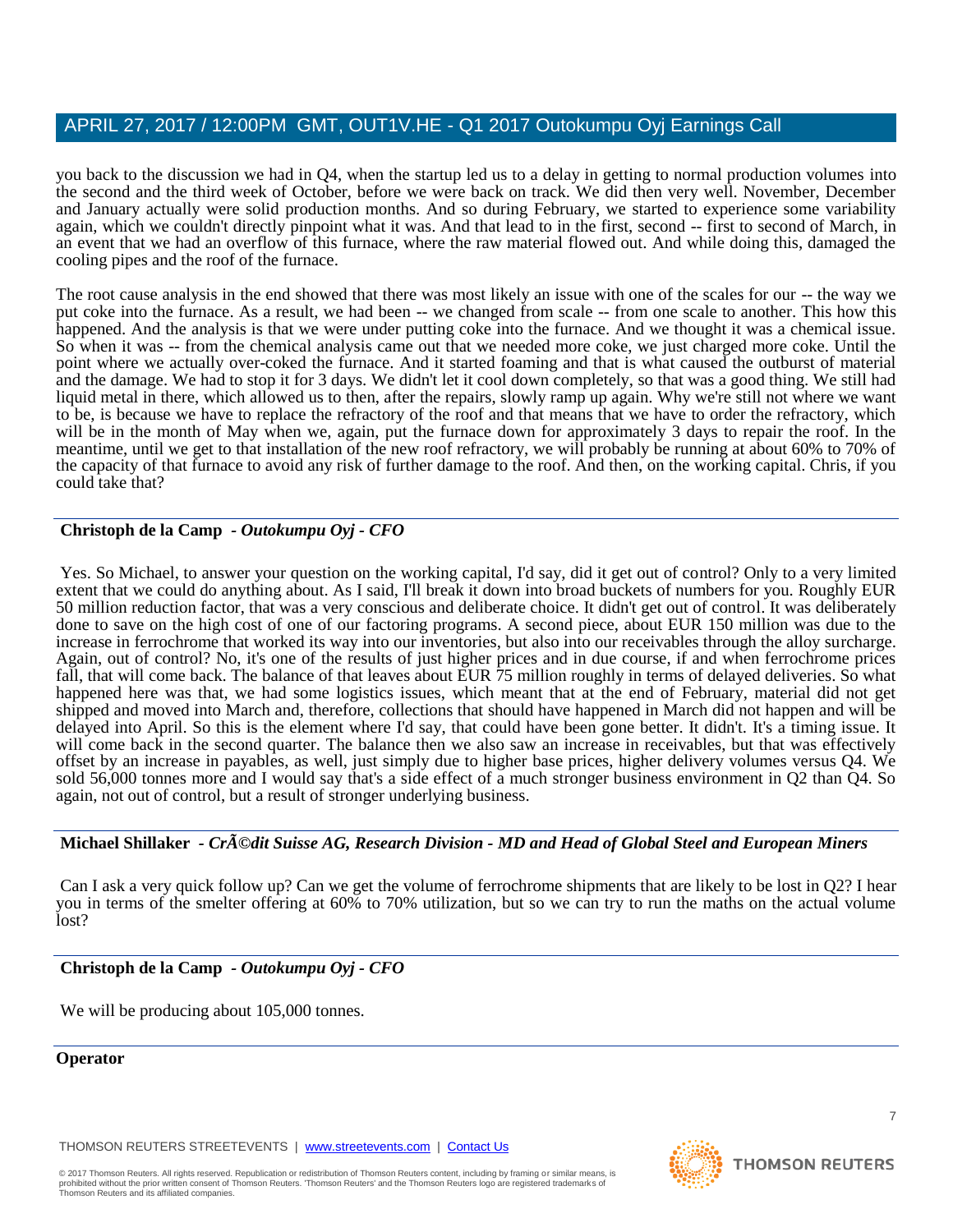you back to the discussion we had in Q4, when the startup led us to a delay in getting to normal production volumes into the second and the third week of October, before we were back on track. We did then very well. November, December and January actually were solid production months. And so during February, we started to experience some variability again, which we couldn't directly pinpoint what it was. And that lead to in the first, second -- first to second of March, in an event that we had an overflow of this furnace, where the raw material flowed out. And while doing this, damaged the cooling pipes and the roof of the furnace.

The root cause analysis in the end showed that there was most likely an issue with one of the scales for our -- the way we put coke into the furnace. As a result, we had been -- we changed from scale -- from one scale to another. This how this happened. And the analysis is that we were under putting coke into the furnace. And we thought it was a chemical issue. So when it was -- from the chemical analysis came out that we needed more coke, we just charged more coke. Until the point where we actually over-coked the furnace. And it started foaming and that is what caused the outburst of material and the damage. We had to stop it for 3 days. We didn't let it cool down completely, so that was a good thing. We still had liquid metal in there, which allowed us to then, after the repairs, slowly ramp up again. Why we're still not where we want to be, is because we have to replace the refractory of the roof and that means that we have to order the refractory, which will be in the month of May when we, again, put the furnace down for approximately 3 days to repair the roof. In the meantime, until we get to that installation of the new roof refractory, we will probably be running at about 60% to 70% of the capacity of that furnace to avoid any risk of further damage to the roof. And then, on the working capital. Chris, if you could take that?

**Christoph de la Camp** - ***Outokumpu Oyj - CFO***

Yes. So Michael, to answer your question on the working capital, I'd say, did it get out of control? Only to a very limited extent that we could do anything about. As I said, I'll break it down into broad buckets of numbers for you. Roughly EUR 50 million reduction factor, that was a very conscious and deliberate choice. It didn't get out of control. It was deliberately done to save on the high cost of one of our factoring programs. A second piece, about EUR 150 million was due to the increase in ferrochrome that worked its way into our inventories, but also into our receivables through the alloy surcharge. Again, out of control? No, it's one of the results of just higher prices and in due course, if and when ferrochrome prices fall, that will come back. The balance of that leaves about EUR 75 million roughly in terms of delayed deliveries. So what happened here was that, we had some logistics issues, which meant that at the end of February, material did not get shipped and moved into March and, therefore, collections that should have happened in March did not happen and will be delayed into April. So this is the element where I'd say, that could have been gone better. It didn't. It's a timing issue. It will come back in the second quarter. The balance then we also saw an increase in receivables, but that was effectively offset by an increase in payables, as well, just simply due to higher base prices, higher delivery volumes versus Q4. We sold 56,000 tonnes more and I would say that's a side effect of a much stronger business environment in Q2 than Q4. So again, not out of control, but a result of stronger underlying business.

**Michael Shillaker** - ***CrÃ©dit Suisse AG, Research Division - MD and Head of Global Steel and European Miners***

Can I ask a very quick follow up? Can we get the volume of ferrochrome shipments that are likely to be lost in Q2? I hear you in terms of the smelter offering at 60% to 70% utilization, but so we can try to run the maths on the actual volume lost?

**Christoph de la Camp** - ***Outokumpu Oyj - CFO***

We will be producing about 105,000 tonnes.

**Operator**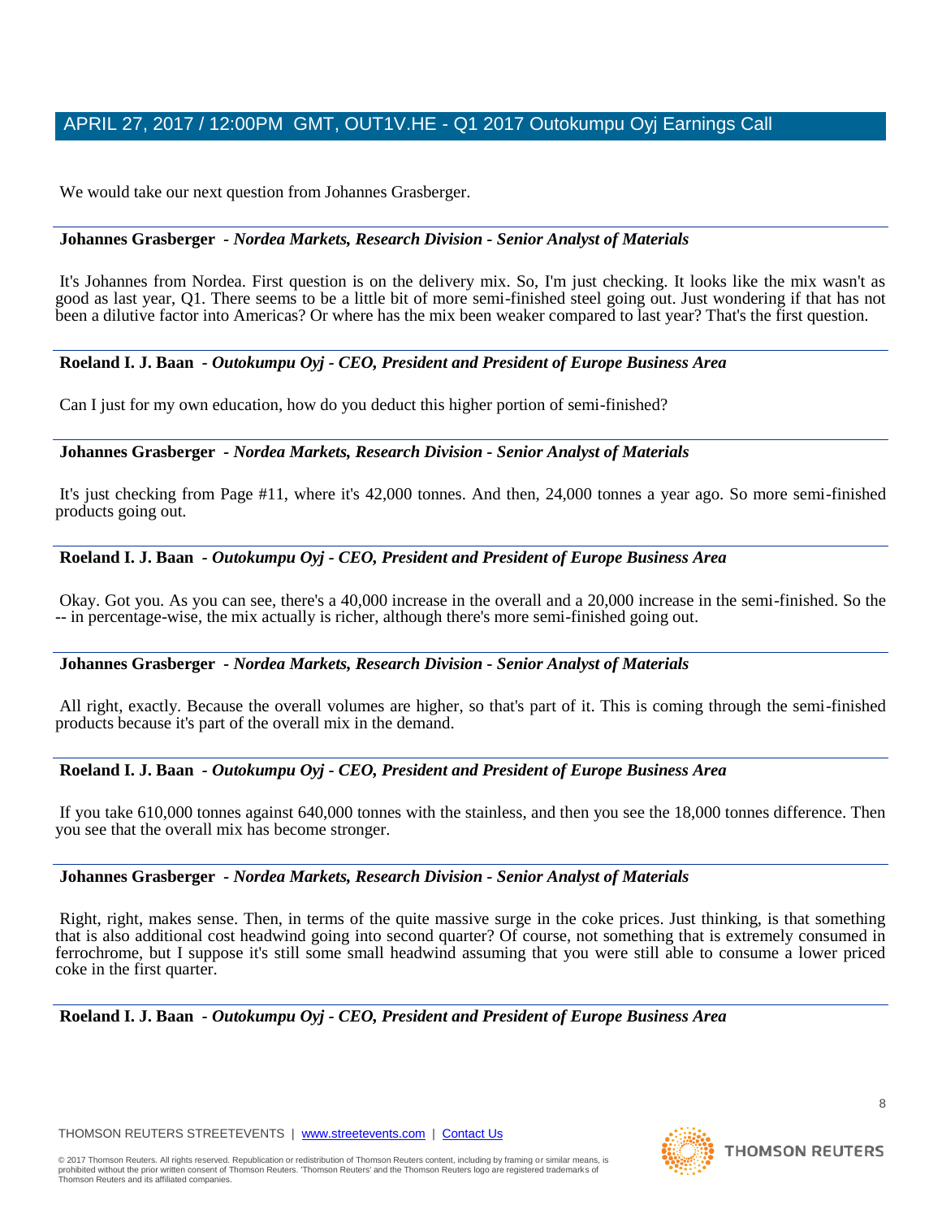We would take our next question from Johannes Grasberger.

---

**Johannes Grasberger** - *Nordea Markets, Research Division - Senior Analyst of Materials*

It's Johannes from Nordea. First question is on the delivery mix. So, I'm just checking. It looks like the mix wasn't as good as last year, Q1. There seems to be a little bit of more semi-finished steel going out. Just wondering if that has not been a dilutive factor into Americas? Or where has the mix been weaker compared to last year? That's the first question.

---

**Roeland I. J. Baan** - *Outokumpu Oyj - CEO, President and President of Europe Business Area*

Can I just for my own education, how do you deduct this higher portion of semi-finished?

---

**Johannes Grasberger** - *Nordea Markets, Research Division - Senior Analyst of Materials*

It's just checking from Page #11, where it's 42,000 tonnes. And then, 24,000 tonnes a year ago. So more semi-finished products going out.

---

**Roeland I. J. Baan** - *Outokumpu Oyj - CEO, President and President of Europe Business Area*

Okay. Got you. As you can see, there's a 40,000 increase in the overall and a 20,000 increase in the semi-finished. So the -- in percentage-wise, the mix actually is richer, although there's more semi-finished going out.

---

**Johannes Grasberger** - *Nordea Markets, Research Division - Senior Analyst of Materials*

All right, exactly. Because the overall volumes are higher, so that's part of it. This is coming through the semi-finished products because it's part of the overall mix in the demand.

---

**Roeland I. J. Baan** - *Outokumpu Oyj - CEO, President and President of Europe Business Area*

If you take 610,000 tonnes against 640,000 tonnes with the stainless, and then you see the 18,000 tonnes difference. Then you see that the overall mix has become stronger.

---

**Johannes Grasberger** - *Nordea Markets, Research Division - Senior Analyst of Materials*

Right, right, makes sense. Then, in terms of the quite massive surge in the coke prices. Just thinking, is that something that is also additional cost headwind going into second quarter? Of course, not something that is extremely consumed in ferrochrome, but I suppose it's still some small headwind assuming that you were still able to consume a lower priced coke in the first quarter.

---

**Roeland I. J. Baan** - *Outokumpu Oyj - CEO, President and President of Europe Business Area*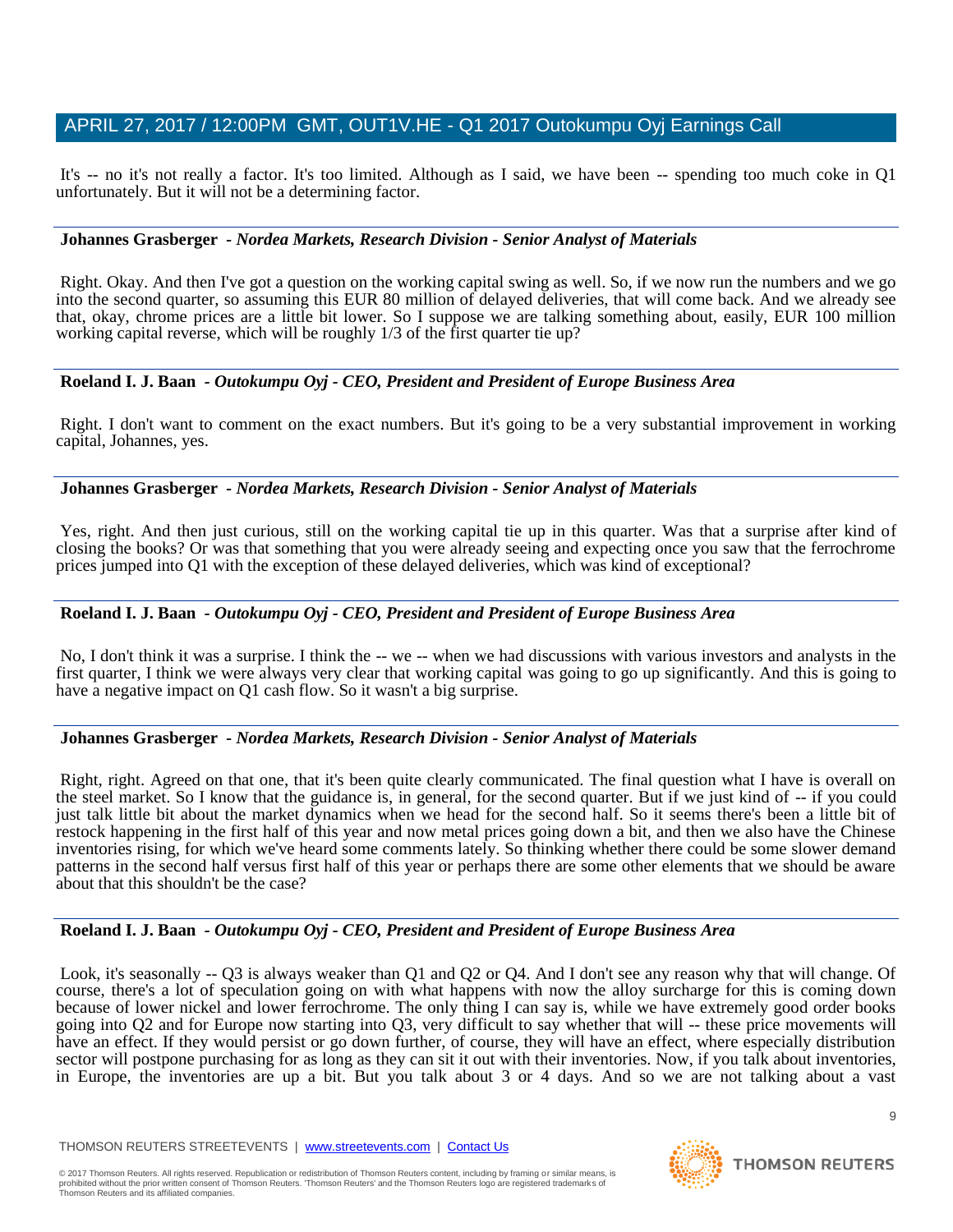It's -- no it's not really a factor. It's too limited. Although as I said, we have been -- spending too much coke in Q1 unfortunately. But it will not be a determining factor.

**Johannes Grasberger** - *Nordea Markets, Research Division - Senior Analyst of Materials*

Right. Okay. And then I've got a question on the working capital swing as well. So, if we now run the numbers and we go into the second quarter, so assuming this EUR 80 million of delayed deliveries, that will come back. And we already see that, okay, chrome prices are a little bit lower. So I suppose we are talking something about, easily, EUR 100 million working capital reverse, which will be roughly 1/3 of the first quarter tie up?

**Roeland I. J. Baan** - *Outokumpu Oyj - CEO, President and President of Europe Business Area*

Right. I don't want to comment on the exact numbers. But it's going to be a very substantial improvement in working capital, Johannes, yes.

**Johannes Grasberger** - *Nordea Markets, Research Division - Senior Analyst of Materials*

Yes, right. And then just curious, still on the working capital tie up in this quarter. Was that a surprise after kind of closing the books? Or was that something that you were already seeing and expecting once you saw that the ferrochrome prices jumped into Q1 with the exception of these delayed deliveries, which was kind of exceptional?

**Roeland I. J. Baan** - *Outokumpu Oyj - CEO, President and President of Europe Business Area*

No, I don't think it was a surprise. I think the -- we -- when we had discussions with various investors and analysts in the first quarter, I think we were always very clear that working capital was going to go up significantly. And this is going to have a negative impact on Q1 cash flow. So it wasn't a big surprise.

**Johannes Grasberger** - *Nordea Markets, Research Division - Senior Analyst of Materials*

Right, right. Agreed on that one, that it's been quite clearly communicated. The final question what I have is overall on the steel market. So I know that the guidance is, in general, for the second quarter. But if we just kind of -- if you could just talk little bit about the market dynamics when we head for the second half. So it seems there's been a little bit of restock happening in the first half of this year and now metal prices going down a bit, and then we also have the Chinese inventories rising, for which we've heard some comments lately. So thinking whether there could be some slower demand patterns in the second half versus first half of this year or perhaps there are some other elements that we should be aware about that this shouldn't be the case?

**Roeland I. J. Baan** - *Outokumpu Oyj - CEO, President and President of Europe Business Area*

Look, it's seasonally -- Q3 is always weaker than Q1 and Q2 or Q4. And I don't see any reason why that will change. Of course, there's a lot of speculation going on with what happens with now the alloy surcharge for this is coming down because of lower nickel and lower ferrochrome. The only thing I can say is, while we have extremely good order books going into Q2 and for Europe now starting into Q3, very difficult to say whether that will -- these price movements will have an effect. If they would persist or go down further, of course, they will have an effect, where especially distribution sector will postpone purchasing for as long as they can sit it out with their inventories. Now, if you talk about inventories, in Europe, the inventories are up a bit. But you talk about 3 or 4 days. And so we are not talking about a vast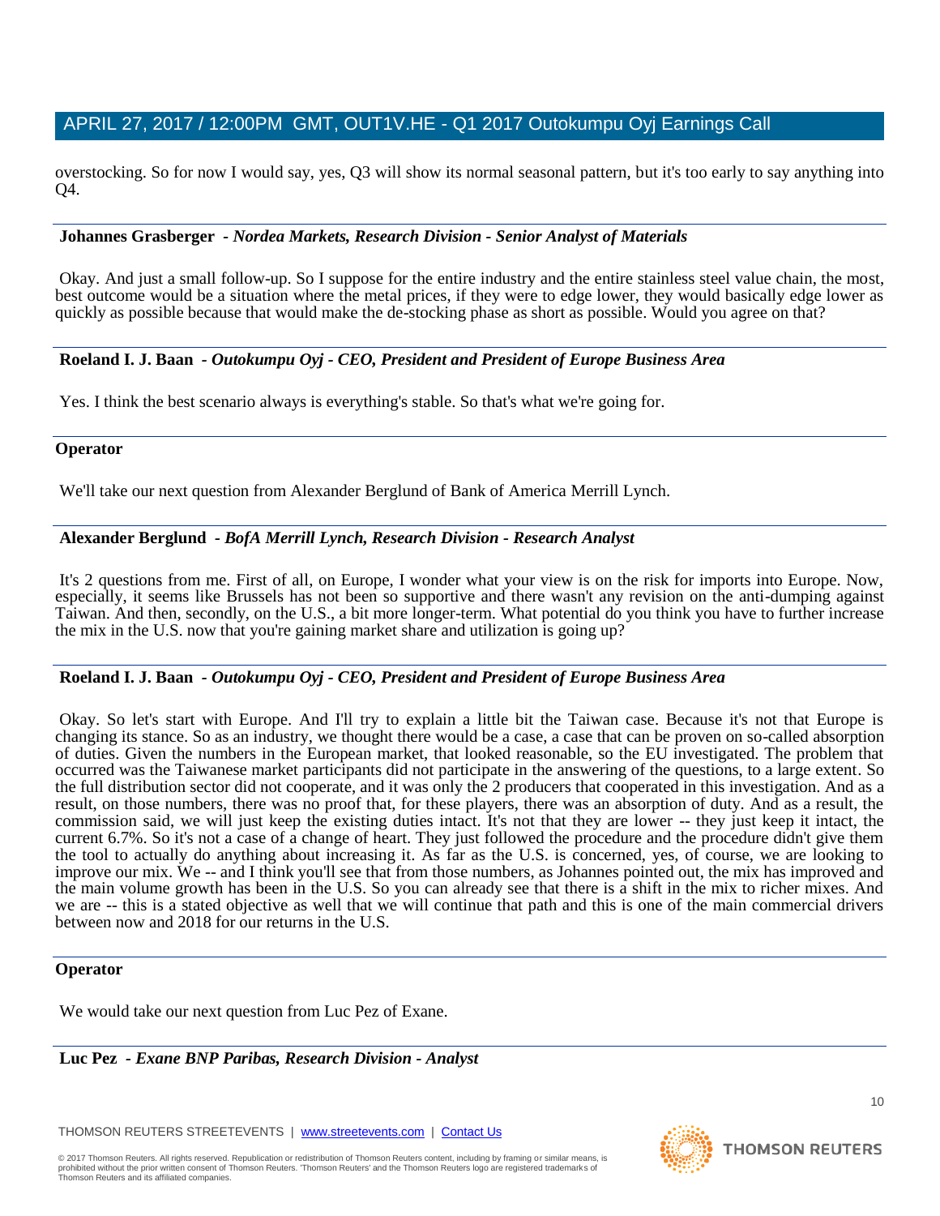overstocking. So for now I would say, yes, Q3 will show its normal seasonal pattern, but it's too early to say anything into Q4.

**Johannes Grasberger** - *Nordea Markets, Research Division - Senior Analyst of Materials*

Okay. And just a small follow-up. So I suppose for the entire industry and the entire stainless steel value chain, the most, best outcome would be a situation where the metal prices, if they were to edge lower, they would basically edge lower as quickly as possible because that would make the de-stocking phase as short as possible. Would you agree on that?

**Roeland I. J. Baan** - *Outokumpu Oyj - CEO, President and President of Europe Business Area*

Yes. I think the best scenario always is everything's stable. So that's what we're going for.

**Operator**

We'll take our next question from Alexander Berglund of Bank of America Merrill Lynch.

**Alexander Berglund** - *BofA Merrill Lynch, Research Division - Research Analyst*

It's 2 questions from me. First of all, on Europe, I wonder what your view is on the risk for imports into Europe. Now, especially, it seems like Brussels has not been so supportive and there wasn't any revision on the anti-dumping against Taiwan. And then, secondly, on the U.S., a bit more longer-term. What potential do you think you have to further increase the mix in the U.S. now that you're gaining market share and utilization is going up?

**Roeland I. J. Baan** - *Outokumpu Oyj - CEO, President and President of Europe Business Area*

Okay. So let's start with Europe. And I'll try to explain a little bit the Taiwan case. Because it's not that Europe is changing its stance. So as an industry, we thought there would be a case, a case that can be proven on so-called absorption of duties. Given the numbers in the European market, that looked reasonable, so the EU investigated. The problem that occurred was the Taiwanese market participants did not participate in the answering of the questions, to a large extent. So the full distribution sector did not cooperate, and it was only the 2 producers that cooperated in this investigation. And as a result, on those numbers, there was no proof that, for these players, there was an absorption of duty. And as a result, the commission said, we will just keep the existing duties intact. It's not that they are lower -- they just keep it intact, the current 6.7%. So it's not a case of a change of heart. They just followed the procedure and the procedure didn't give them the tool to actually do anything about increasing it. As far as the U.S. is concerned, yes, of course, we are looking to improve our mix. We -- and I think you'll see that from those numbers, as Johannes pointed out, the mix has improved and the main volume growth has been in the U.S. So you can already see that there is a shift in the mix to richer mixes. And we are -- this is a stated objective as well that we will continue that path and this is one of the main commercial drivers between now and 2018 for our returns in the U.S.

**Operator**

We would take our next question from Luc Pez of Exane.

**Luc Pez** - *Exane BNP Paribas, Research Division - Analyst*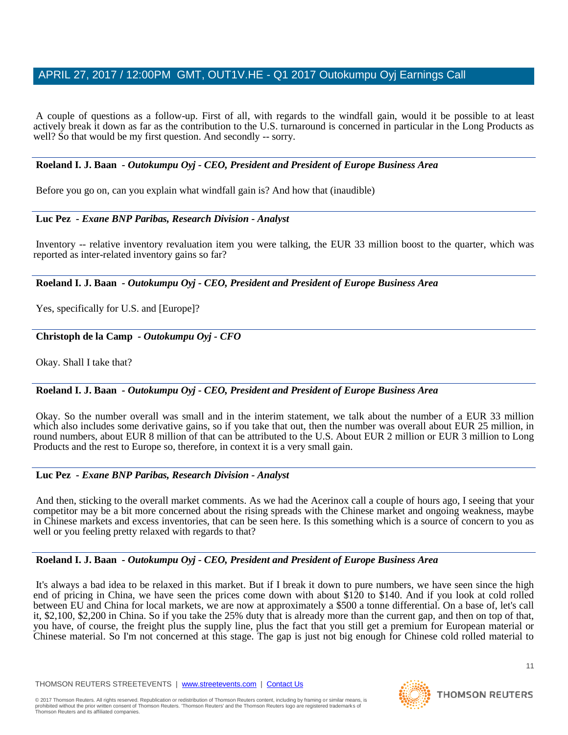A couple of questions as a follow-up. First of all, with regards to the windfall gain, would it be possible to at least actively break it down as far as the contribution to the U.S. turnaround is concerned in particular in the Long Products as well? So that would be my first question. And secondly -- sorry.

---

**Roeland I. J. Baan** *- Outokumpu Oyj - CEO, President and President of Europe Business Area*

Before you go on, can you explain what windfall gain is? And how that (inaudible)

---

**Luc Pez** *- Exane BNP Paribas, Research Division - Analyst*

Inventory -- relative inventory revaluation item you were talking, the EUR 33 million boost to the quarter, which was reported as inter-related inventory gains so far?

---

**Roeland I. J. Baan** *- Outokumpu Oyj - CEO, President and President of Europe Business Area*

Yes, specifically for U.S. and [Europe]?

---

**Christoph de la Camp** *- Outokumpu Oyj - CFO*

Okay. Shall I take that?

---

**Roeland I. J. Baan** *- Outokumpu Oyj - CEO, President and President of Europe Business Area*

Okay. So the number overall was small and in the interim statement, we talk about the number of a EUR 33 million which also includes some derivative gains, so if you take that out, then the number was overall about EUR 25 million, in round numbers, about EUR 8 million of that can be attributed to the U.S. About EUR 2 million or EUR 3 million to Long Products and the rest to Europe so, therefore, in context it is a very small gain.

---

**Luc Pez** *- Exane BNP Paribas, Research Division - Analyst*

And then, sticking to the overall market comments. As we had the Acerinox call a couple of hours ago, I seeing that your competitor may be a bit more concerned about the rising spreads with the Chinese market and ongoing weakness, maybe in Chinese markets and excess inventories, that can be seen here. Is this something which is a source of concern to you as well or you feeling pretty relaxed with regards to that?

---

**Roeland I. J. Baan** *- Outokumpu Oyj - CEO, President and President of Europe Business Area*

It's always a bad idea to be relaxed in this market. But if I break it down to pure numbers, we have seen since the high end of pricing in China, we have seen the prices come down with about $120 to $140. And if you look at cold rolled between EU and China for local markets, we are now at approximately a $500 a tonne differential. On a base of, let's call it, $2,100, $2,200 in China. So if you take the 25% duty that is already more than the current gap, and then on top of that, you have, of course, the freight plus the supply line, plus the fact that you still get a premium for European material or Chinese material. So I'm not concerned at this stage. The gap is just not big enough for Chinese cold rolled material to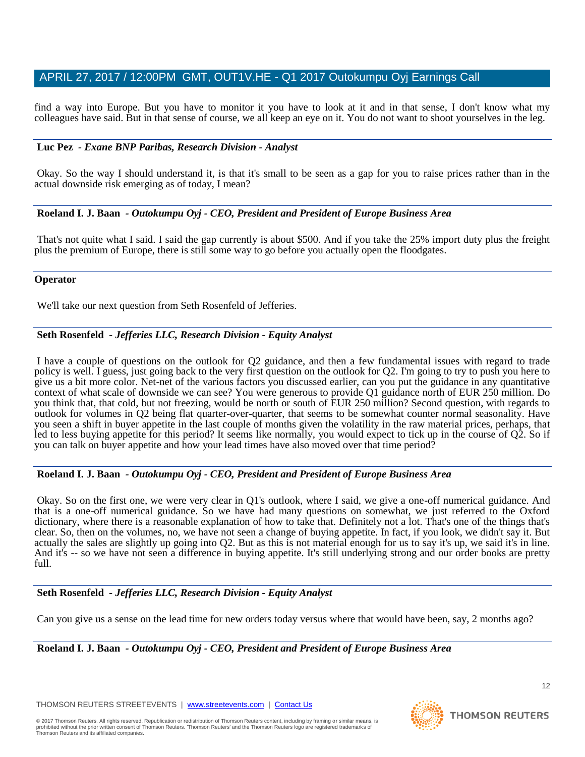find a way into Europe. But you have to monitor it you have to look at it and in that sense, I don't know what my colleagues have said. But in that sense of course, we all keep an eye on it. You do not want to shoot yourselves in the leg.

**Luc Pez** - ***Exane BNP Paribas, Research Division - Analyst***

Okay. So the way I should understand it, is that it's small to be seen as a gap for you to raise prices rather than in the actual downside risk emerging as of today, I mean?

**Roeland I. J. Baan** - ***Outokumpu Oyj - CEO, President and President of Europe Business Area***

That's not quite what I said. I said the gap currently is about $500. And if you take the 25% import duty plus the freight plus the premium of Europe, there is still some way to go before you actually open the floodgates.

**Operator**

We'll take our next question from Seth Rosenfeld of Jefferies.

**Seth Rosenfeld** - ***Jefferies LLC, Research Division - Equity Analyst***

I have a couple of questions on the outlook for Q2 guidance, and then a few fundamental issues with regard to trade policy is well. I guess, just going back to the very first question on the outlook for Q2. I'm going to try to push you here to give us a bit more color. Net-net of the various factors you discussed earlier, can you put the guidance in any quantitative context of what scale of downside we can see? You were generous to provide Q1 guidance north of EUR 250 million. Do you think that, that cold, but not freezing, would be north or south of EUR 250 million? Second question, with regards to outlook for volumes in Q2 being flat quarter-over-quarter, that seems to be somewhat counter normal seasonality. Have you seen a shift in buyer appetite in the last couple of months given the volatility in the raw material prices, perhaps, that led to less buying appetite for this period? It seems like normally, you would expect to tick up in the course of Q2. So if you can talk on buyer appetite and how your lead times have also moved over that time period?

**Roeland I. J. Baan** - ***Outokumpu Oyj - CEO, President and President of Europe Business Area***

Okay. So on the first one, we were very clear in Q1's outlook, where I said, we give a one-off numerical guidance. And that is a one-off numerical guidance. So we have had many questions on somewhat, we just referred to the Oxford dictionary, where there is a reasonable explanation of how to take that. Definitely not a lot. That's one of the things that's clear. So, then on the volumes, no, we have not seen a change of buying appetite. In fact, if you look, we didn't say it. But actually the sales are slightly up going into Q2. But as this is not material enough for us to say it's up, we said it's in line. And it's -- so we have not seen a difference in buying appetite. It's still underlying strong and our order books are pretty full.

**Seth Rosenfeld** - ***Jefferies LLC, Research Division - Equity Analyst***

Can you give us a sense on the lead time for new orders today versus where that would have been, say, 2 months ago?

**Roeland I. J. Baan** - ***Outokumpu Oyj - CEO, President and President of Europe Business Area***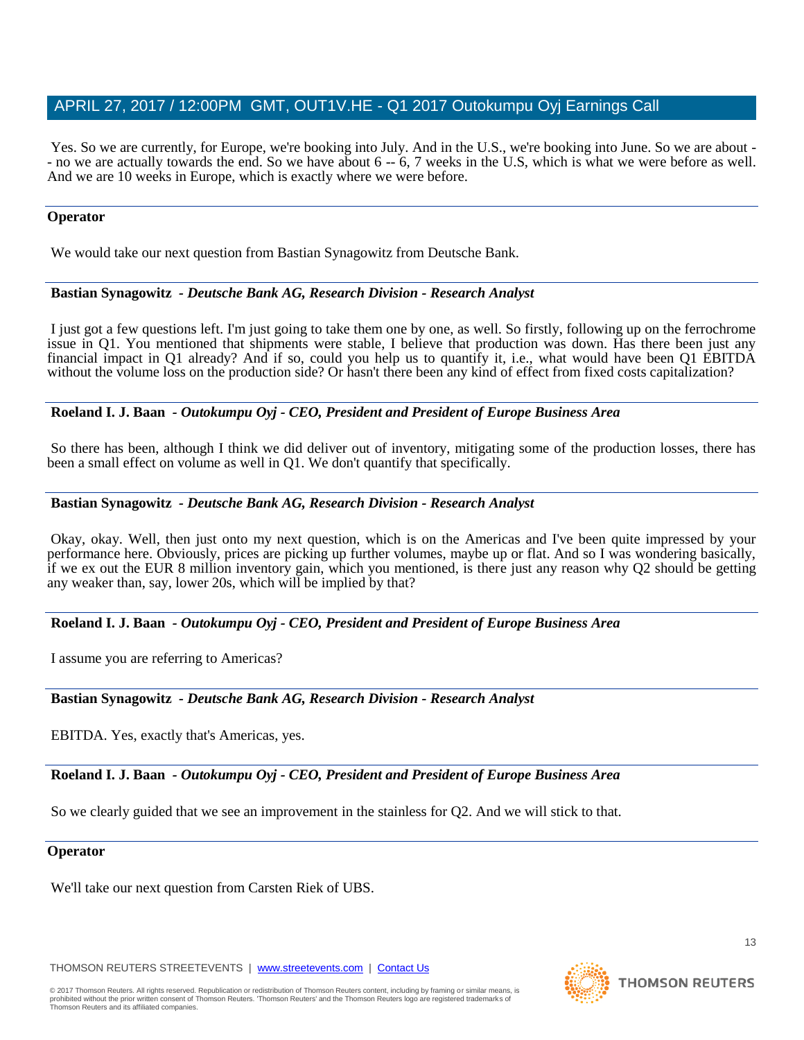Yes. So we are currently, for Europe, we're booking into July. And in the U.S., we're booking into June. So we are about -- no we are actually towards the end. So we have about 6 -- 6, 7 weeks in the U.S, which is what we were before as well. And we are 10 weeks in Europe, which is exactly where we were before.

**Operator**

We would take our next question from Bastian Synagowitz from Deutsche Bank.

**Bastian Synagowitz** - *Deutsche Bank AG, Research Division - Research Analyst*

I just got a few questions left. I'm just going to take them one by one, as well. So firstly, following up on the ferrochrome issue in Q1. You mentioned that shipments were stable, I believe that production was down. Has there been just any financial impact in Q1 already? And if so, could you help us to quantify it, i.e., what would have been Q1 EBITDA without the volume loss on the production side? Or hasn't there been any kind of effect from fixed costs capitalization?

**Roeland I. J. Baan** - *Outokumpu Oyj - CEO, President and President of Europe Business Area*

So there has been, although I think we did deliver out of inventory, mitigating some of the production losses, there has been a small effect on volume as well in Q1. We don't quantify that specifically.

**Bastian Synagowitz** - *Deutsche Bank AG, Research Division - Research Analyst*

Okay, okay. Well, then just onto my next question, which is on the Americas and I've been quite impressed by your performance here. Obviously, prices are picking up further volumes, maybe up or flat. And so I was wondering basically, if we ex out the EUR 8 million inventory gain, which you mentioned, is there just any reason why Q2 should be getting any weaker than, say, lower 20s, which will be implied by that?

**Roeland I. J. Baan** - *Outokumpu Oyj - CEO, President and President of Europe Business Area*

I assume you are referring to Americas?

**Bastian Synagowitz** - *Deutsche Bank AG, Research Division - Research Analyst*

EBITDA. Yes, exactly that's Americas, yes.

**Roeland I. J. Baan** - *Outokumpu Oyj - CEO, President and President of Europe Business Area*

So we clearly guided that we see an improvement in the stainless for Q2. And we will stick to that.

**Operator**

We'll take our next question from Carsten Riek of UBS.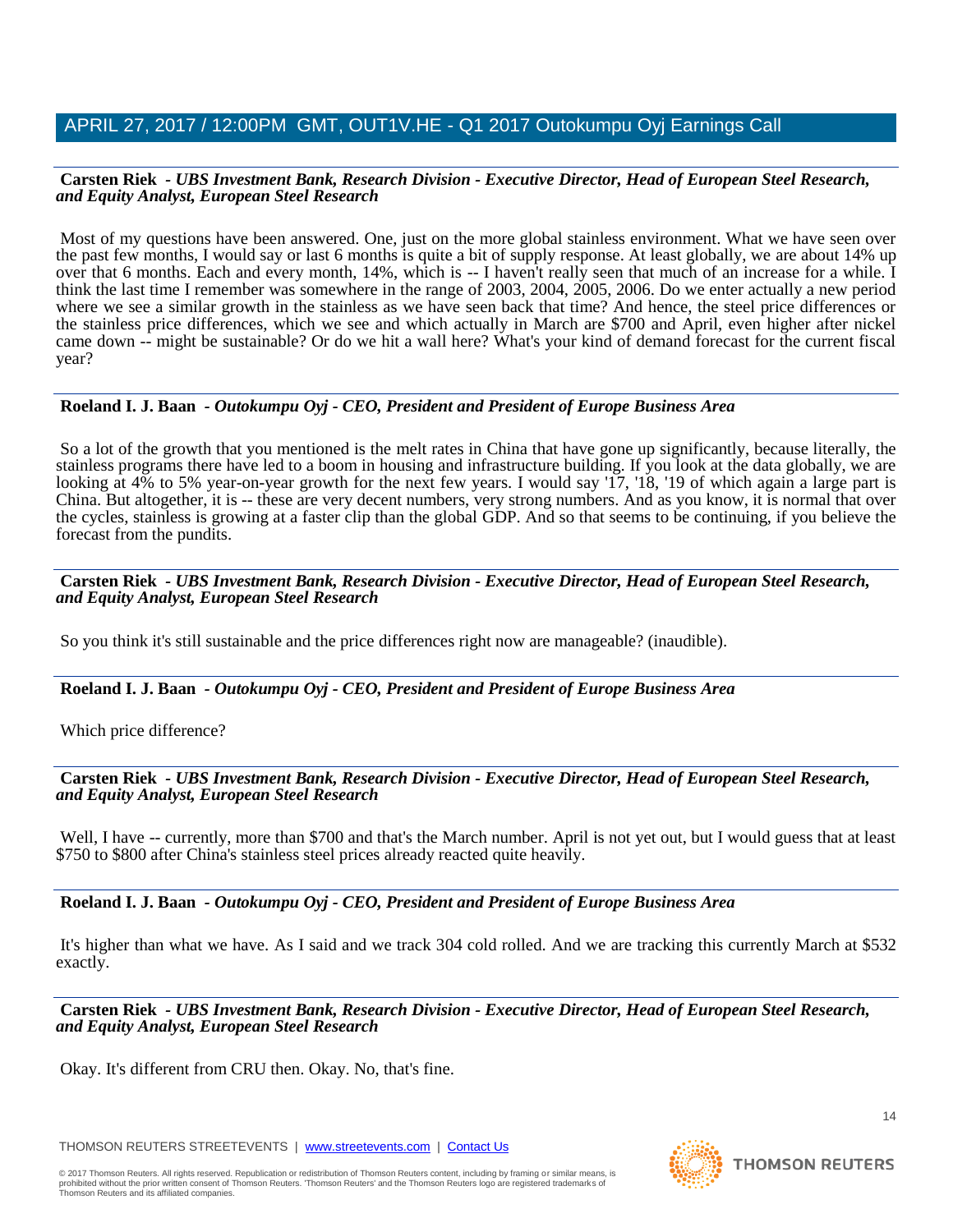**Carsten Riek** - *UBS Investment Bank, Research Division - Executive Director, Head of European Steel Research, and Equity Analyst, European Steel Research*

Most of my questions have been answered. One, just on the more global stainless environment. What we have seen over the past few months, I would say or last 6 months is quite a bit of supply response. At least globally, we are about 14% up over that 6 months. Each and every month, 14%, which is -- I haven't really seen that much of an increase for a while. I think the last time I remember was somewhere in the range of 2003, 2004, 2005, 2006. Do we enter actually a new period where we see a similar growth in the stainless as we have seen back that time? And hence, the steel price differences or the stainless price differences, which we see and which actually in March are $700 and April, even higher after nickel came down -- might be sustainable? Or do we hit a wall here? What's your kind of demand forecast for the current fiscal year?

**Roeland I. J. Baan** - *Outokumpu Oyj - CEO, President and President of Europe Business Area*

So a lot of the growth that you mentioned is the melt rates in China that have gone up significantly, because literally, the stainless programs there have led to a boom in housing and infrastructure building. If you look at the data globally, we are looking at 4% to 5% year-on-year growth for the next few years. I would say '17, '18, '19 of which again a large part is China. But altogether, it is -- these are very decent numbers, very strong numbers. And as you know, it is normal that over the cycles, stainless is growing at a faster clip than the global GDP. And so that seems to be continuing, if you believe the forecast from the pundits.

**Carsten Riek** - *UBS Investment Bank, Research Division - Executive Director, Head of European Steel Research, and Equity Analyst, European Steel Research*

So you think it's still sustainable and the price differences right now are manageable? (inaudible).

**Roeland I. J. Baan** - *Outokumpu Oyj - CEO, President and President of Europe Business Area*

Which price difference?

**Carsten Riek** - *UBS Investment Bank, Research Division - Executive Director, Head of European Steel Research, and Equity Analyst, European Steel Research*

Well, I have -- currently, more than $700 and that's the March number. April is not yet out, but I would guess that at least $750 to $800 after China's stainless steel prices already reacted quite heavily.

**Roeland I. J. Baan** - *Outokumpu Oyj - CEO, President and President of Europe Business Area*

It's higher than what we have. As I said and we track 304 cold rolled. And we are tracking this currently March at $532 exactly.

**Carsten Riek** - *UBS Investment Bank, Research Division - Executive Director, Head of European Steel Research, and Equity Analyst, European Steel Research*

Okay. It's different from CRU then. Okay. No, that's fine.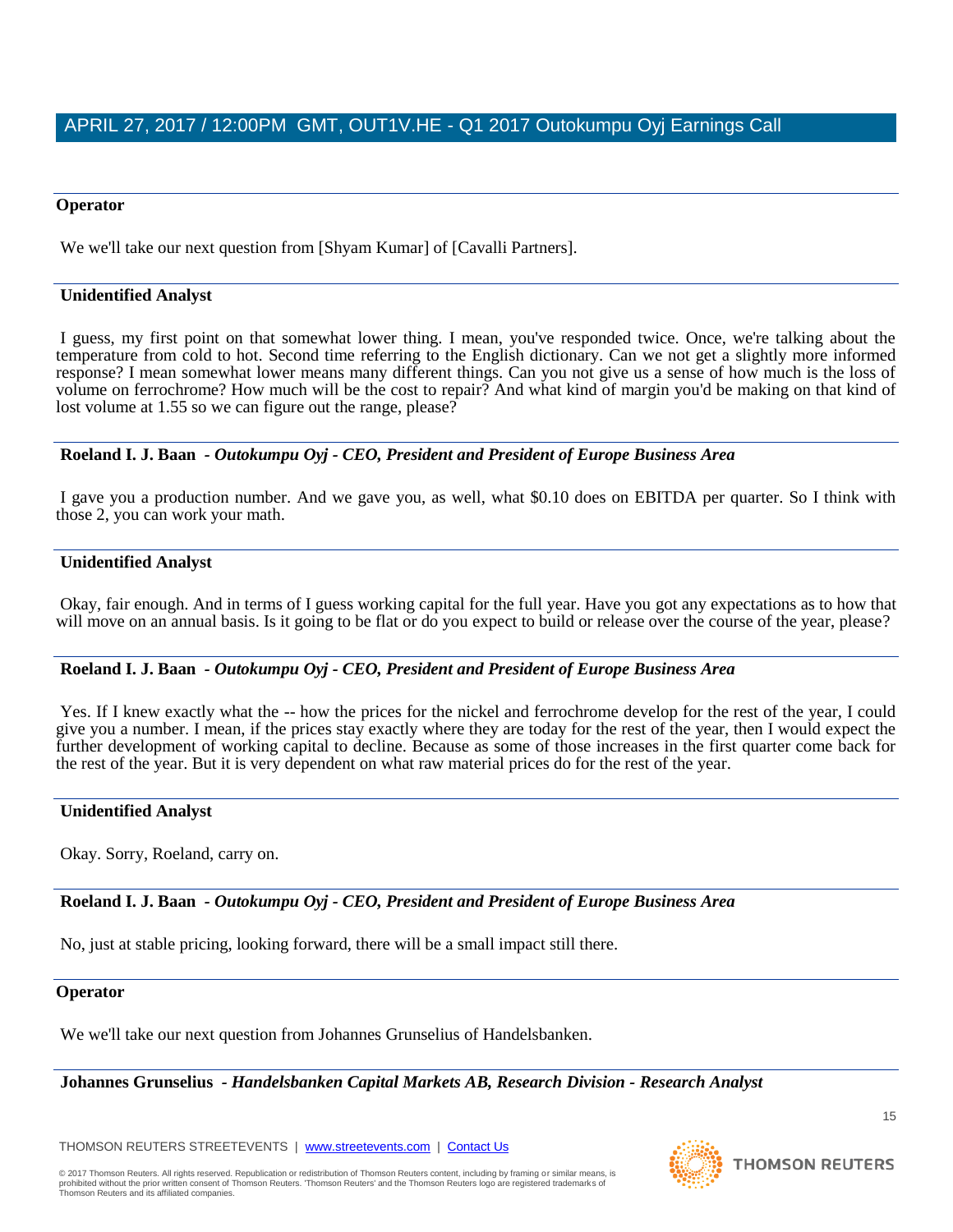**Operator**

We we'll take our next question from [Shyam Kumar] of [Cavalli Partners].

**Unidentified Analyst**

I guess, my first point on that somewhat lower thing. I mean, you've responded twice. Once, we're talking about the temperature from cold to hot. Second time referring to the English dictionary. Can we not get a slightly more informed response? I mean somewhat lower means many different things. Can you not give us a sense of how much is the loss of volume on ferrochrome? How much will be the cost to repair? And what kind of margin you'd be making on that kind of lost volume at 1.55 so we can figure out the range, please?

**Roeland I. J. Baan** *- Outokumpu Oyj - CEO, President and President of Europe Business Area*

I gave you a production number. And we gave you, as well, what $0.10 does on EBITDA per quarter. So I think with those 2, you can work your math.

**Unidentified Analyst**

Okay, fair enough. And in terms of I guess working capital for the full year. Have you got any expectations as to how that will move on an annual basis. Is it going to be flat or do you expect to build or release over the course of the year, please?

**Roeland I. J. Baan** *- Outokumpu Oyj - CEO, President and President of Europe Business Area*

Yes. If I knew exactly what the -- how the prices for the nickel and ferrochrome develop for the rest of the year, I could give you a number. I mean, if the prices stay exactly where they are today for the rest of the year, then I would expect the further development of working capital to decline. Because as some of those increases in the first quarter come back for the rest of the year. But it is very dependent on what raw material prices do for the rest of the year.

**Unidentified Analyst**

Okay. Sorry, Roeland, carry on.

**Roeland I. J. Baan** *- Outokumpu Oyj - CEO, President and President of Europe Business Area*

No, just at stable pricing, looking forward, there will be a small impact still there.

**Operator**

We we'll take our next question from Johannes Grunselius of Handelsbanken.

**Johannes Grunselius** *- Handelsbanken Capital Markets AB, Research Division - Research Analyst*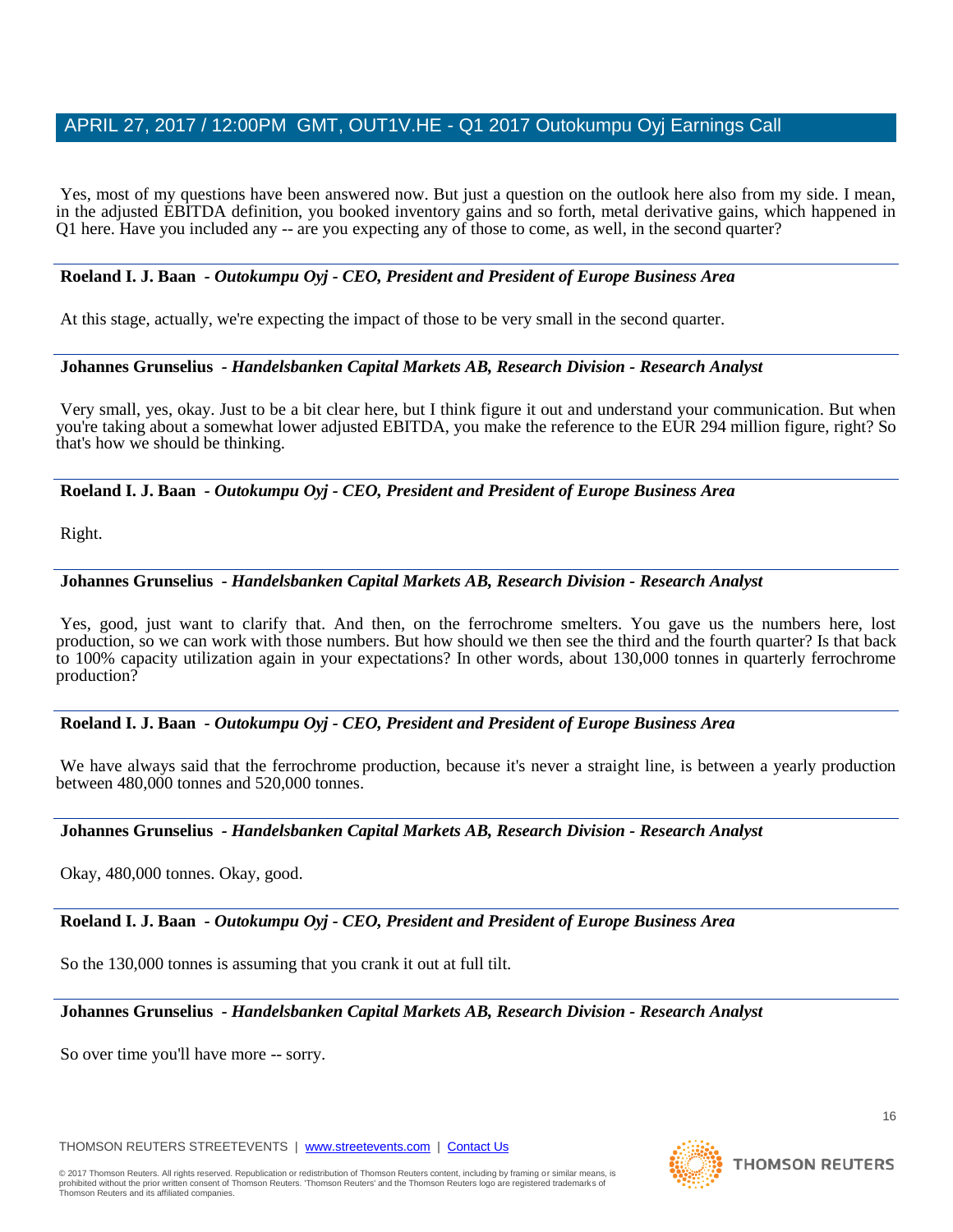Yes, most of my questions have been answered now. But just a question on the outlook here also from my side. I mean, in the adjusted EBITDA definition, you booked inventory gains and so forth, metal derivative gains, which happened in Q1 here. Have you included any -- are you expecting any of those to come, as well, in the second quarter?

**Roeland I. J. Baan** *- Outokumpu Oyj - CEO, President and President of Europe Business Area*

At this stage, actually, we're expecting the impact of those to be very small in the second quarter.

**Johannes Grunselius** *- Handelsbanken Capital Markets AB, Research Division - Research Analyst*

Very small, yes, okay. Just to be a bit clear here, but I think figure it out and understand your communication. But when you're taking about a somewhat lower adjusted EBITDA, you make the reference to the EUR 294 million figure, right? So that's how we should be thinking.

**Roeland I. J. Baan** *- Outokumpu Oyj - CEO, President and President of Europe Business Area*

Right.

**Johannes Grunselius** *- Handelsbanken Capital Markets AB, Research Division - Research Analyst*

Yes, good, just want to clarify that. And then, on the ferrochrome smelters. You gave us the numbers here, lost production, so we can work with those numbers. But how should we then see the third and the fourth quarter? Is that back to 100% capacity utilization again in your expectations? In other words, about 130,000 tonnes in quarterly ferrochrome production?

**Roeland I. J. Baan** *- Outokumpu Oyj - CEO, President and President of Europe Business Area*

We have always said that the ferrochrome production, because it's never a straight line, is between a yearly production between 480,000 tonnes and 520,000 tonnes.

**Johannes Grunselius** *- Handelsbanken Capital Markets AB, Research Division - Research Analyst*

Okay, 480,000 tonnes. Okay, good.

**Roeland I. J. Baan** *- Outokumpu Oyj - CEO, President and President of Europe Business Area*

So the 130,000 tonnes is assuming that you crank it out at full tilt.

**Johannes Grunselius** *- Handelsbanken Capital Markets AB, Research Division - Research Analyst*

So over time you'll have more -- sorry.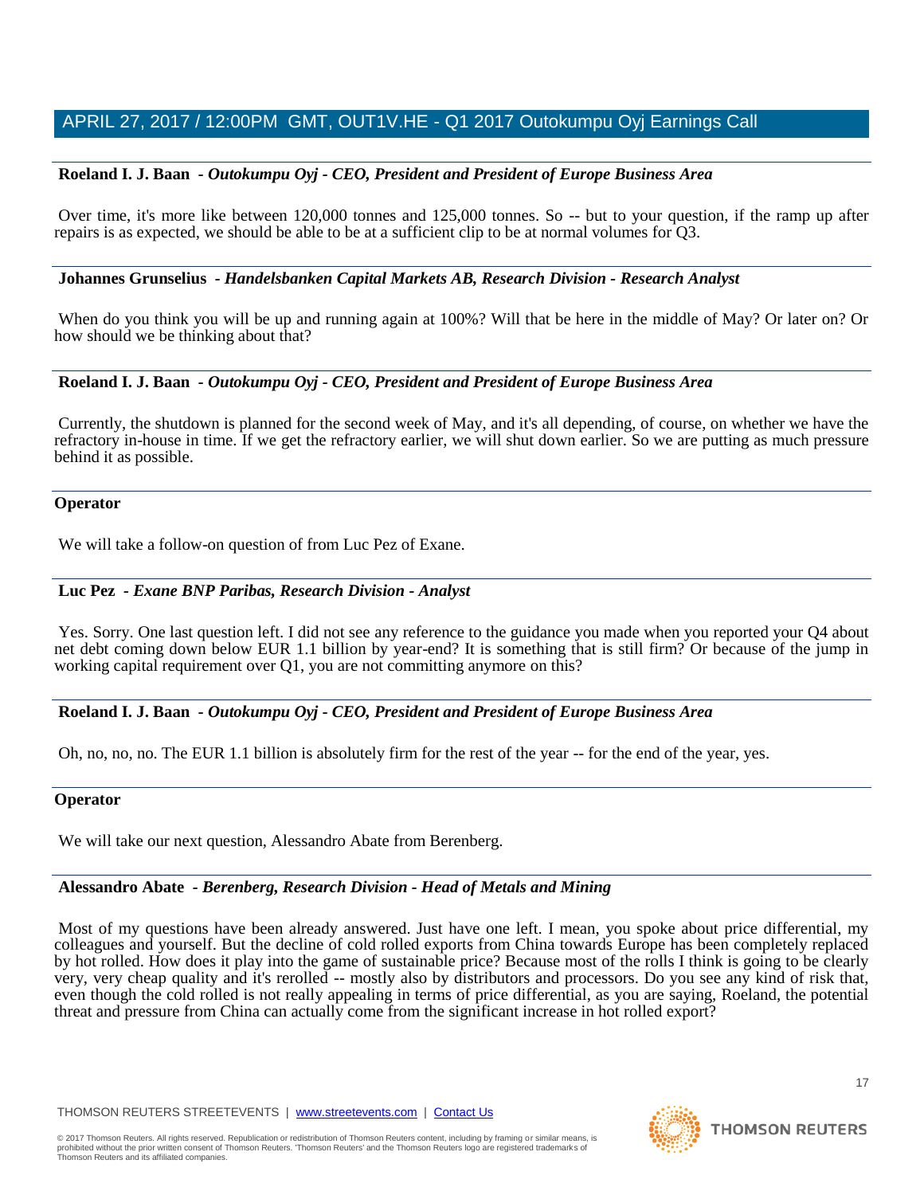**Roeland I. J. Baan** - *Outokumpu Oyj - CEO, President and President of Europe Business Area*

Over time, it's more like between 120,000 tonnes and 125,000 tonnes. So -- but to your question, if the ramp up after repairs is as expected, we should be able to be at a sufficient clip to be at normal volumes for Q3.

---

**Johannes Grunselius** - *Handelsbanken Capital Markets AB, Research Division - Research Analyst*

When do you think you will be up and running again at 100%? Will that be here in the middle of May? Or later on? Or how should we be thinking about that?

---

**Roeland I. J. Baan** - *Outokumpu Oyj - CEO, President and President of Europe Business Area*

Currently, the shutdown is planned for the second week of May, and it's all depending, of course, on whether we have the refractory in-house in time. If we get the refractory earlier, we will shut down earlier. So we are putting as much pressure behind it as possible.

---

**Operator**

We will take a follow-on question of from Luc Pez of Exane.

---

**Luc Pez** - *Exane BNP Paribas, Research Division - Analyst*

Yes. Sorry. One last question left. I did not see any reference to the guidance you made when you reported your Q4 about net debt coming down below EUR 1.1 billion by year-end? It is something that is still firm? Or because of the jump in working capital requirement over Q1, you are not committing anymore on this?

---

**Roeland I. J. Baan** - *Outokumpu Oyj - CEO, President and President of Europe Business Area*

Oh, no, no, no. The EUR 1.1 billion is absolutely firm for the rest of the year -- for the end of the year, yes.

---

**Operator**

We will take our next question, Alessandro Abate from Berenberg.

---

**Alessandro Abate** - *Berenberg, Research Division - Head of Metals and Mining*

Most of my questions have been already answered. Just have one left. I mean, you spoke about price differential, my colleagues and yourself. But the decline of cold rolled exports from China towards Europe has been completely replaced by hot rolled. How does it play into the game of sustainable price? Because most of the rolls I think is going to be clearly very, very cheap quality and it's rerolled -- mostly also by distributors and processors. Do you see any kind of risk that, even though the cold rolled is not really appealing in terms of price differential, as you are saying, Roeland, the potential threat and pressure from China can actually come from the significant increase in hot rolled export?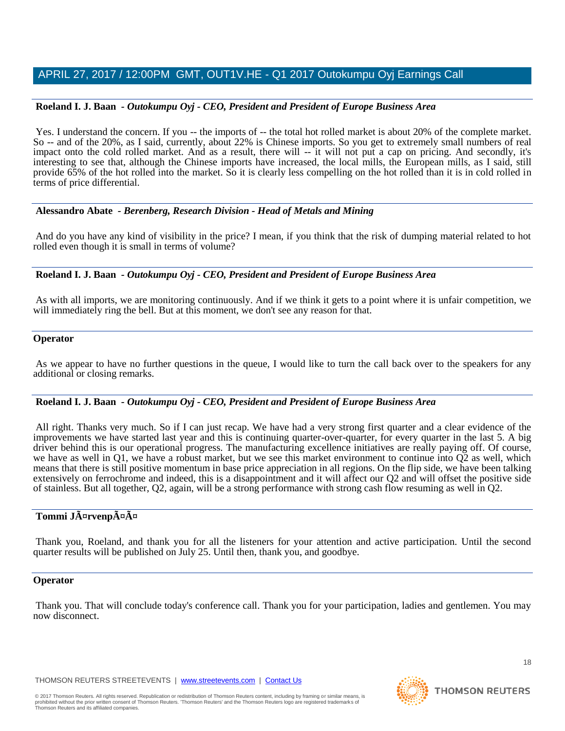**Roeland I. J. Baan** - *Outokumpu Oyj - CEO, President and President of Europe Business Area*

Yes. I understand the concern. If you -- the imports of -- the total hot rolled market is about 20% of the complete market. So -- and of the 20%, as I said, currently, about 22% is Chinese imports. So you get to extremely small numbers of real impact onto the cold rolled market. And as a result, there will -- it will not put a cap on pricing. And secondly, it's interesting to see that, although the Chinese imports have increased, the local mills, the European mills, as I said, still provide 65% of the hot rolled into the market. So it is clearly less compelling on the hot rolled than it is in cold rolled in terms of price differential.

---

**Alessandro Abate** - *Berenberg, Research Division - Head of Metals and Mining*

And do you have any kind of visibility in the price? I mean, if you think that the risk of dumping material related to hot rolled even though it is small in terms of volume?

---

**Roeland I. J. Baan** - *Outokumpu Oyj - CEO, President and President of Europe Business Area*

As with all imports, we are monitoring continuously. And if we think it gets to a point where it is unfair competition, we will immediately ring the bell. But at this moment, we don't see any reason for that.

---

**Operator**

As we appear to have no further questions in the queue, I would like to turn the call back over to the speakers for any additional or closing remarks.

---

**Roeland I. J. Baan** - *Outokumpu Oyj - CEO, President and President of Europe Business Area*

All right. Thanks very much. So if I can just recap. We have had a very strong first quarter and a clear evidence of the improvements we have started last year and this is continuing quarter-over-quarter, for every quarter in the last 5. A big driver behind this is our operational progress. The manufacturing excellence initiatives are really paying off. Of course, we have as well in Q1, we have a robust market, but we see this market environment to continue into Q2 as well, which means that there is still positive momentum in base price appreciation in all regions. On the flip side, we have been talking extensively on ferrochrome and indeed, this is a disappointment and it will affect our Q2 and will offset the positive side of stainless. But all together, Q2, again, will be a strong performance with strong cash flow resuming as well in Q2.

---

**Tommi JÃ¤rvenpÃ¤Ã¤**

Thank you, Roeland, and thank you for all the listeners for your attention and active participation. Until the second quarter results will be published on July 25. Until then, thank you, and goodbye.

---

**Operator**

Thank you. That will conclude today's conference call. Thank you for your participation, ladies and gentlemen. You may now disconnect.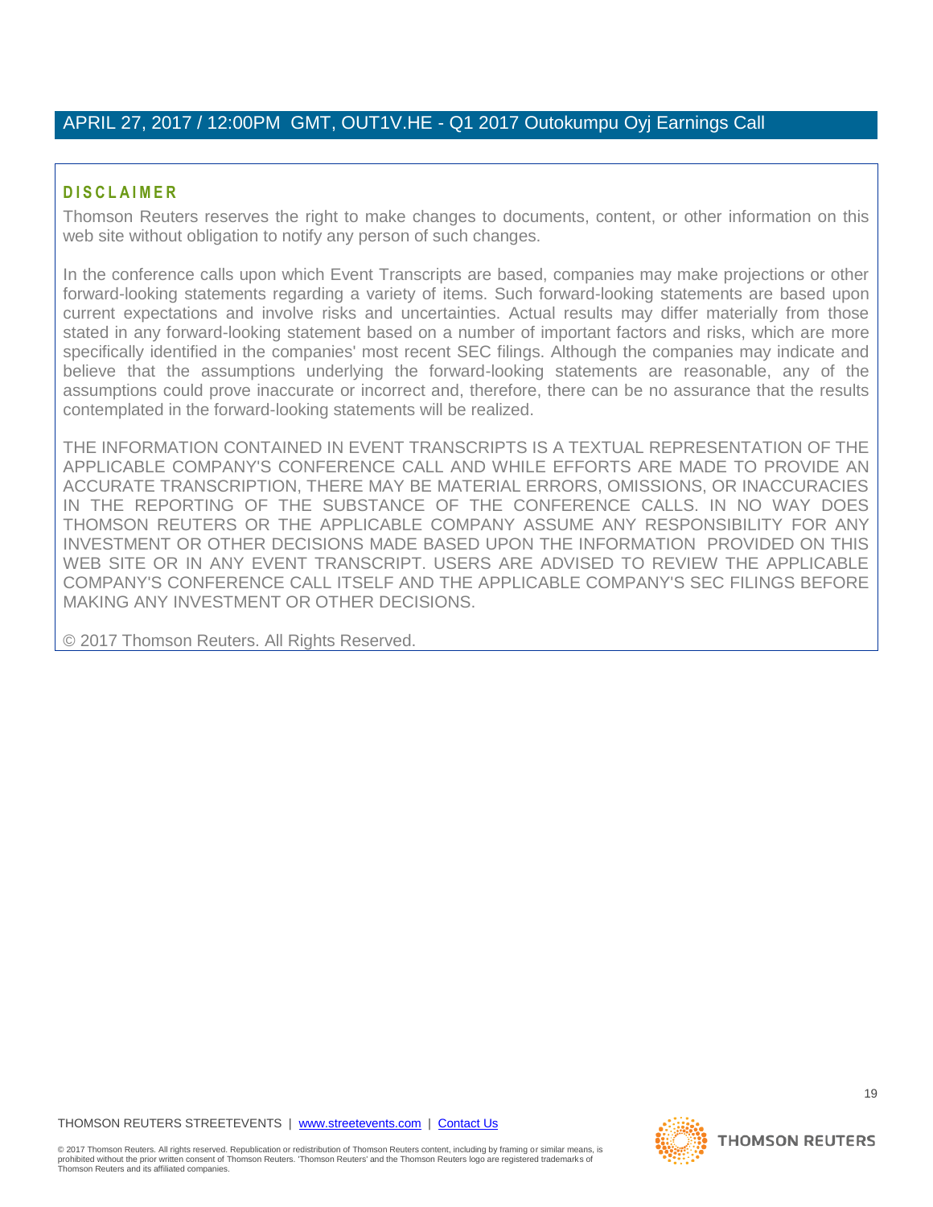## DISCLAIMER

Thomson Reuters reserves the right to make changes to documents, content, or other information on this web site without obligation to notify any person of such changes.

In the conference calls upon which Event Transcripts are based, companies may make projections or other forward-looking statements regarding a variety of items. Such forward-looking statements are based upon current expectations and involve risks and uncertainties. Actual results may differ materially from those stated in any forward-looking statement based on a number of important factors and risks, which are more specifically identified in the companies' most recent SEC filings. Although the companies may indicate and believe that the assumptions underlying the forward-looking statements are reasonable, any of the assumptions could prove inaccurate or incorrect and, therefore, there can be no assurance that the results contemplated in the forward-looking statements will be realized.

THE INFORMATION CONTAINED IN EVENT TRANSCRIPTS IS A TEXTUAL REPRESENTATION OF THE APPLICABLE COMPANY'S CONFERENCE CALL AND WHILE EFFORTS ARE MADE TO PROVIDE AN ACCURATE TRANSCRIPTION, THERE MAY BE MATERIAL ERRORS, OMISSIONS, OR INACCURACIES IN THE REPORTING OF THE SUBSTANCE OF THE CONFERENCE CALLS. IN NO WAY DOES THOMSON REUTERS OR THE APPLICABLE COMPANY ASSUME ANY RESPONSIBILITY FOR ANY INVESTMENT OR OTHER DECISIONS MADE BASED UPON THE INFORMATION PROVIDED ON THIS WEB SITE OR IN ANY EVENT TRANSCRIPT. USERS ARE ADVISED TO REVIEW THE APPLICABLE COMPANY'S CONFERENCE CALL ITSELF AND THE APPLICABLE COMPANY'S SEC FILINGS BEFORE MAKING ANY INVESTMENT OR OTHER DECISIONS.

© 2017 Thomson Reuters. All Rights Reserved.